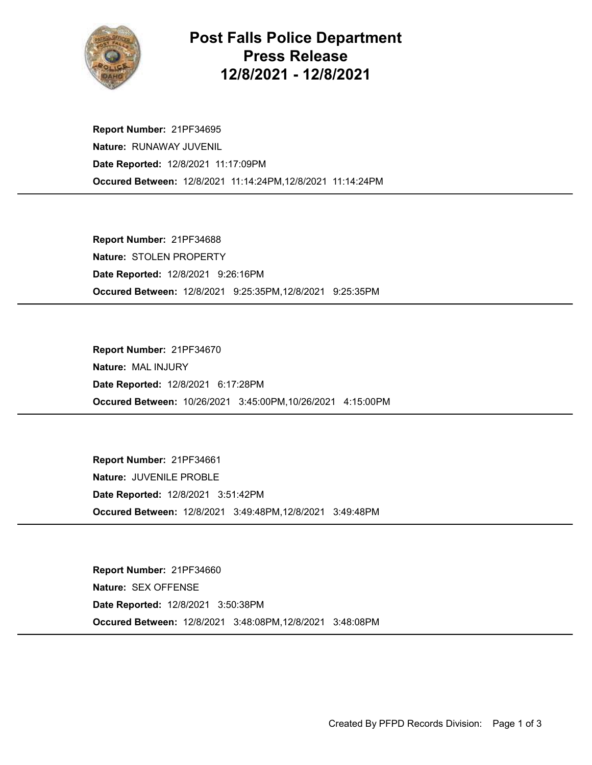# Post Falls Police Department Press Release 12/8/2021 - 12/8/2021

**Report Number:** 21PF34695
**Nature:** RUNAWAY JUVENIL
**Date Reported:** 12/8/2021 11:17:09PM
**Occured Between:** 12/8/2021 11:14:24PM,12/8/2021 11:14:24PM

---

**Report Number:** 21PF34688
**Nature:** STOLEN PROPERTY
**Date Reported:** 12/8/2021 9:26:16PM
**Occured Between:** 12/8/2021 9:25:35PM,12/8/2021 9:25:35PM

---

**Report Number:** 21PF34670
**Nature:** MAL INJURY
**Date Reported:** 12/8/2021 6:17:28PM
**Occured Between:** 10/26/2021 3:45:00PM,10/26/2021 4:15:00PM

---

**Report Number:** 21PF34661
**Nature:** JUVENILE PROBLE
**Date Reported:** 12/8/2021 3:51:42PM
**Occured Between:** 12/8/2021 3:49:48PM,12/8/2021 3:49:48PM

---

**Report Number:** 21PF34660
**Nature:** SEX OFFENSE
**Date Reported:** 12/8/2021 3:50:38PM
**Occured Between:** 12/8/2021 3:48:08PM,12/8/2021 3:48:08PM

---

Created By PFPD Records Division: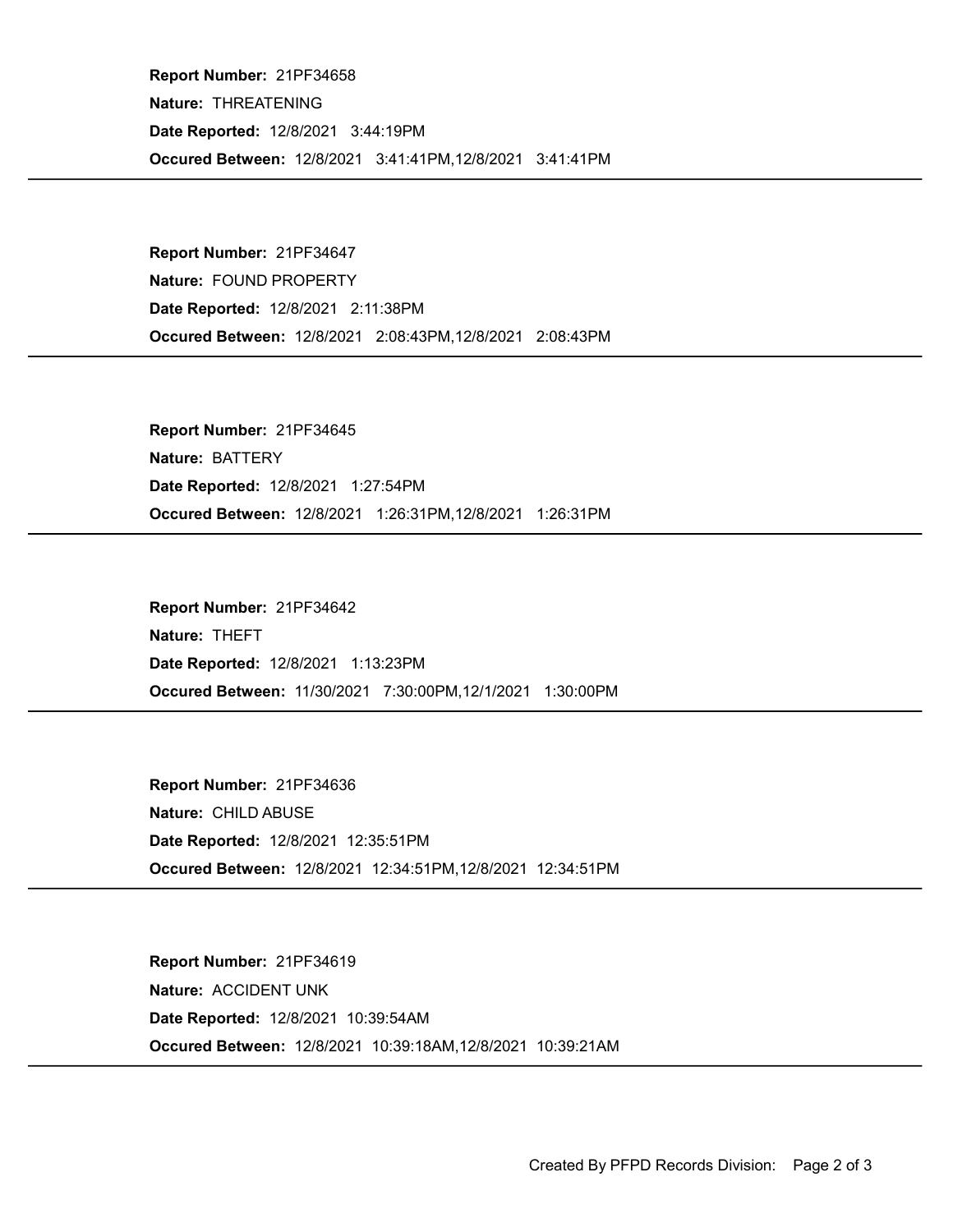**Report Number:** 21PF34658

**Nature:** THREATENING

**Date Reported:** 12/8/2021 3:44:19PM

**Occured Between:** 12/8/2021 3:41:41PM,12/8/2021 3:41:41PM

---

**Report Number:** 21PF34647

**Nature:** FOUND PROPERTY

**Date Reported:** 12/8/2021 2:11:38PM

**Occured Between:** 12/8/2021 2:08:43PM,12/8/2021 2:08:43PM

---

**Report Number:** 21PF34645

**Nature:** BATTERY

**Date Reported:** 12/8/2021 1:27:54PM

**Occured Between:** 12/8/2021 1:26:31PM,12/8/2021 1:26:31PM

---

**Report Number:** 21PF34642

**Nature:** THEFT

**Date Reported:** 12/8/2021 1:13:23PM

**Occured Between:** 11/30/2021 7:30:00PM,12/1/2021 1:30:00PM

---

**Report Number:** 21PF34636

**Nature:** CHILD ABUSE

**Date Reported:** 12/8/2021 12:35:51PM

**Occured Between:** 12/8/2021 12:34:51PM,12/8/2021 12:34:51PM

---

**Report Number:** 21PF34619

**Nature:** ACCIDENT UNK

**Date Reported:** 12/8/2021 10:39:54AM

**Occured Between:** 12/8/2021 10:39:18AM,12/8/2021 10:39:21AM

---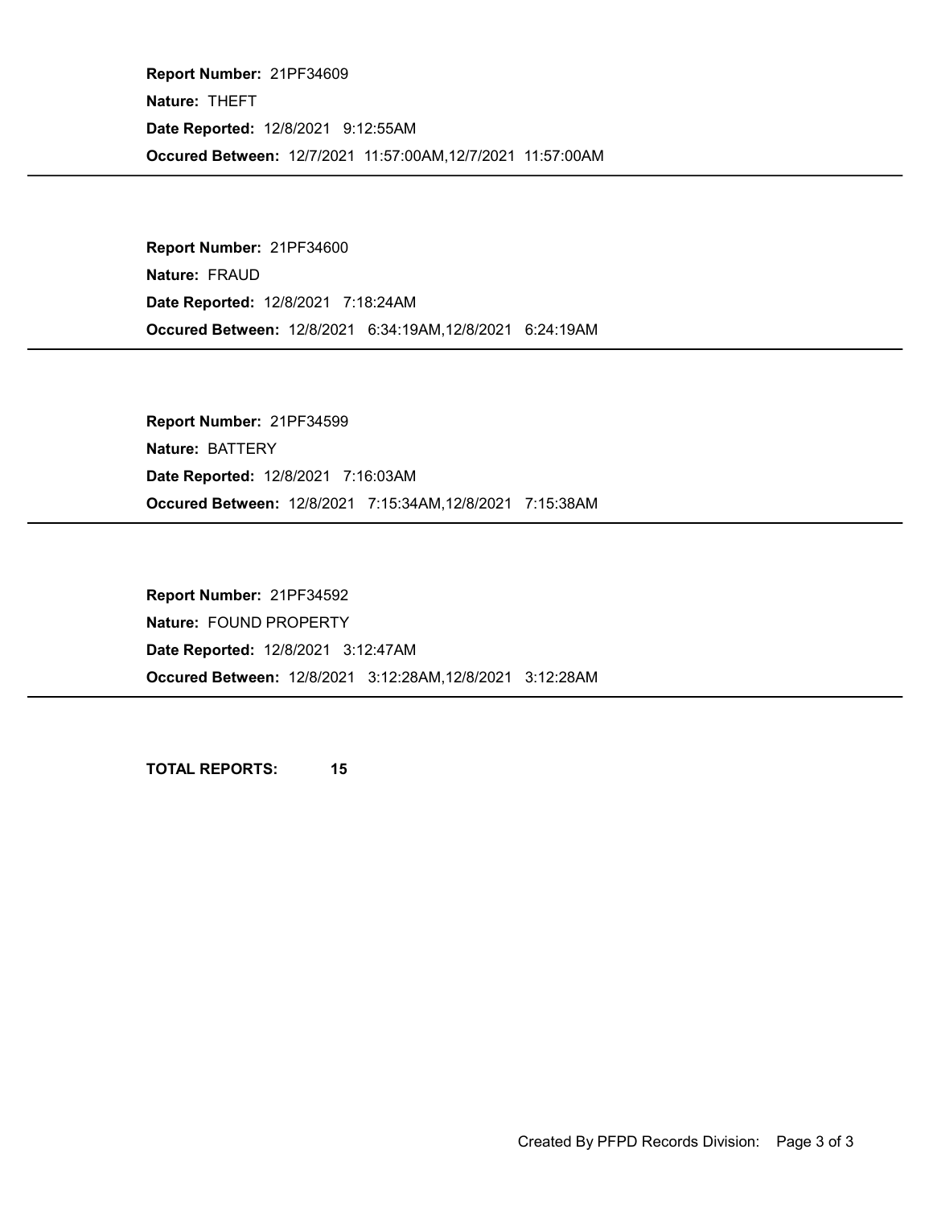**Report Number:** 21PF34609

**Nature:** THEFT

**Date Reported:** 12/8/2021 9:12:55AM

**Occured Between:** 12/7/2021 11:57:00AM,12/7/2021 11:57:00AM

---

**Report Number:** 21PF34600

**Nature:** FRAUD

**Date Reported:** 12/8/2021 7:18:24AM

**Occured Between:** 12/8/2021 6:34:19AM,12/8/2021 6:24:19AM

---

**Report Number:** 21PF34599

**Nature:** BATTERY

**Date Reported:** 12/8/2021 7:16:03AM

**Occured Between:** 12/8/2021 7:15:34AM,12/8/2021 7:15:38AM

---

**Report Number:** 21PF34592

**Nature:** FOUND PROPERTY

**Date Reported:** 12/8/2021 3:12:47AM

**Occured Between:** 12/8/2021 3:12:28AM,12/8/2021 3:12:28AM

---

**TOTAL REPORTS: 15**

Created By PFPD Records Division: